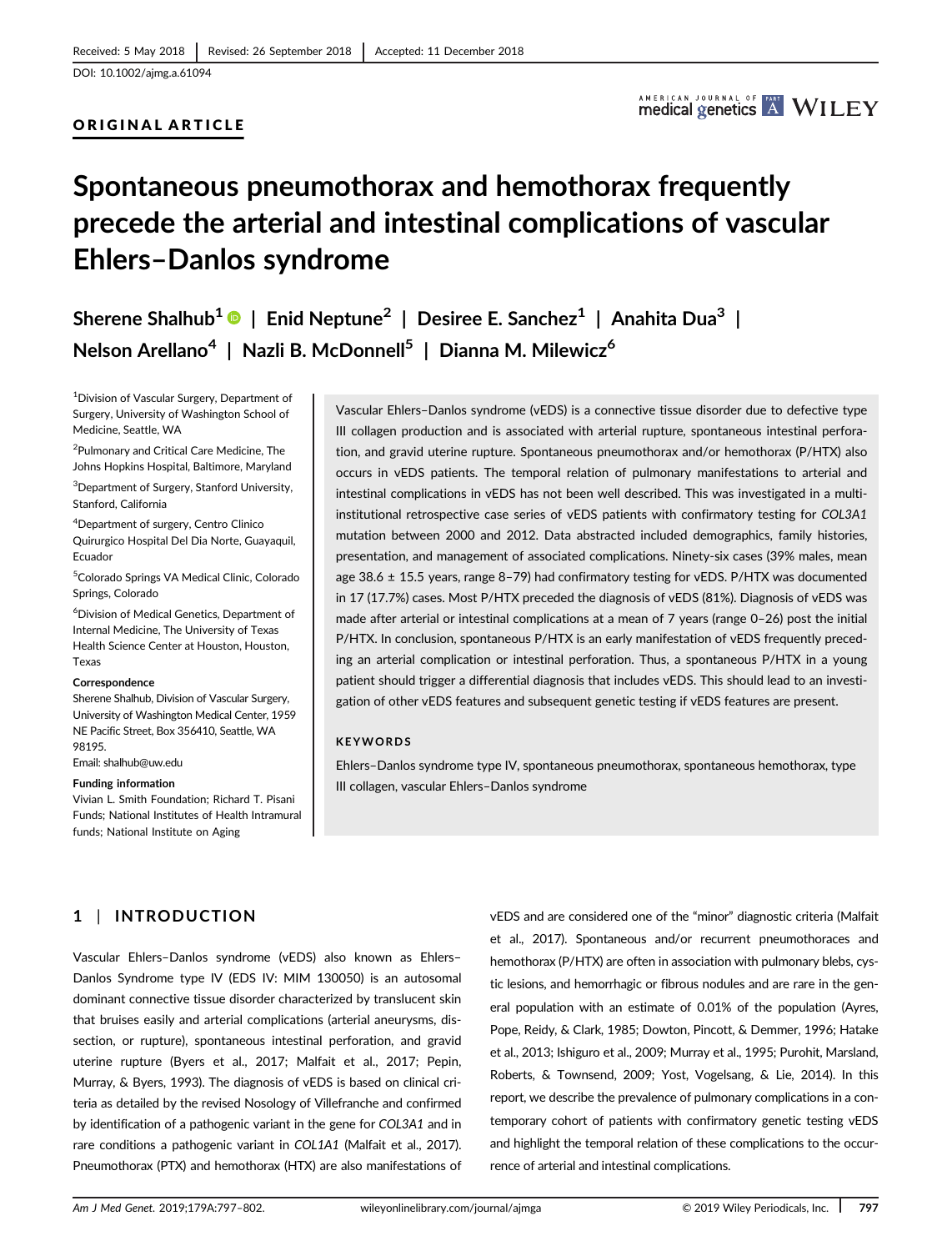Received: 5 May 2018 | Revised: 26 September 2018 | Accepted: 11 December 2018

DOI: 10.1002/ajmg.a.61094

ORIGINAL ARTICLE

# Spontaneous pneumothorax and hemothorax frequently precede the arterial and intestinal complications of vascular Ehlers–Danlos syndrome

Sherene Shalhub[1] | Enid Neptune[2] | Desiree E. Sanchez[1] | Anahita Dua[3] | Nelson Arellano[4] | Nazli B. McDonnell[5] | Dianna M. Milewicz[6]

[1]Division of Vascular Surgery, Department of Surgery, University of Washington School of Medicine, Seattle, WA

[2]Pulmonary and Critical Care Medicine, The Johns Hopkins Hospital, Baltimore, Maryland

[3]Department of Surgery, Stanford University, Stanford, California

[4]Department of surgery, Centro Clinico Quirurgico Hospital Del Dia Norte, Guayaquil, Ecuador

[5]Colorado Springs VA Medical Clinic, Colorado Springs, Colorado

[6]Division of Medical Genetics, Department of Internal Medicine, The University of Texas Health Science Center at Houston, Houston, Texas

**Correspondence**
Sherene Shalhub, Division of Vascular Surgery, University of Washington Medical Center, 1959 NE Pacific Street, Box 356410, Seattle, WA 98195.
Email: shalhub@uw.edu

**Funding information**
Vivian L. Smith Foundation; Richard T. Pisani Funds; National Institutes of Health Intramural funds; National Institute on Aging

Vascular Ehlers–Danlos syndrome (vEDS) is a connective tissue disorder due to defective type III collagen production and is associated with arterial rupture, spontaneous intestinal perforation, and gravid uterine rupture. Spontaneous pneumothorax and/or hemothorax (P/HTX) also occurs in vEDS patients. The temporal relation of pulmonary manifestations to arterial and intestinal complications in vEDS has not been well described. This was investigated in a multi-institutional retrospective case series of vEDS patients with confirmatory testing for *COL3A1* mutation between 2000 and 2012. Data abstracted included demographics, family histories, presentation, and management of associated complications. Ninety-six cases (39% males, mean age 38.6 ± 15.5 years, range 8–79) had confirmatory testing for vEDS. P/HTX was documented in 17 (17.7%) cases. Most P/HTX preceded the diagnosis of vEDS (81%). Diagnosis of vEDS was made after arterial or intestinal complications at a mean of 7 years (range 0–26) post the initial P/HTX. In conclusion, spontaneous P/HTX is an early manifestation of vEDS frequently preceding an arterial complication or intestinal perforation. Thus, a spontaneous P/HTX in a young patient should trigger a differential diagnosis that includes vEDS. This should lead to an investigation of other vEDS features and subsequent genetic testing if vEDS features are present.

**KEYWORDS**

Ehlers–Danlos syndrome type IV, spontaneous pneumothorax, spontaneous hemothorax, type III collagen, vascular Ehlers–Danlos syndrome

## 1 | INTRODUCTION

Vascular Ehlers–Danlos syndrome (vEDS) also known as Ehlers–Danlos Syndrome type IV (EDS IV: MIM 130050) is an autosomal dominant connective tissue disorder characterized by translucent skin that bruises easily and arterial complications (arterial aneurysms, dissection, or rupture), spontaneous intestinal perforation, and gravid uterine rupture (Byers et al., 2017; Malfait et al., 2017; Pepin, Murray, & Byers, 1993). The diagnosis of vEDS is based on clinical criteria as detailed by the revised Nosology of Villefranche and confirmed by identification of a pathogenic variant in the gene for *COL3A1* and in rare conditions a pathogenic variant in *COL1A1* (Malfait et al., 2017). Pneumothorax (PTX) and hemothorax (HTX) are also manifestations of vEDS and are considered one of the "minor" diagnostic criteria (Malfait et al., 2017). Spontaneous and/or recurrent pneumothoraces and hemothorax (P/HTX) are often in association with pulmonary blebs, cystic lesions, and hemorrhagic or fibrous nodules and are rare in the general population with an estimate of 0.01% of the population (Ayres, Pope, Reidy, & Clark, 1985; Dowton, Pincott, & Demmer, 1996; Hatake et al., 2013; Ishiguro et al., 2009; Murray et al., 1995; Purohit, Marsland, Roberts, & Townsend, 2009; Yost, Vogelsang, & Lie, 2014). In this report, we describe the prevalence of pulmonary complications in a contemporary cohort of patients with confirmatory genetic testing vEDS and highlight the temporal relation of these complications to the occurrence of arterial and intestinal complications.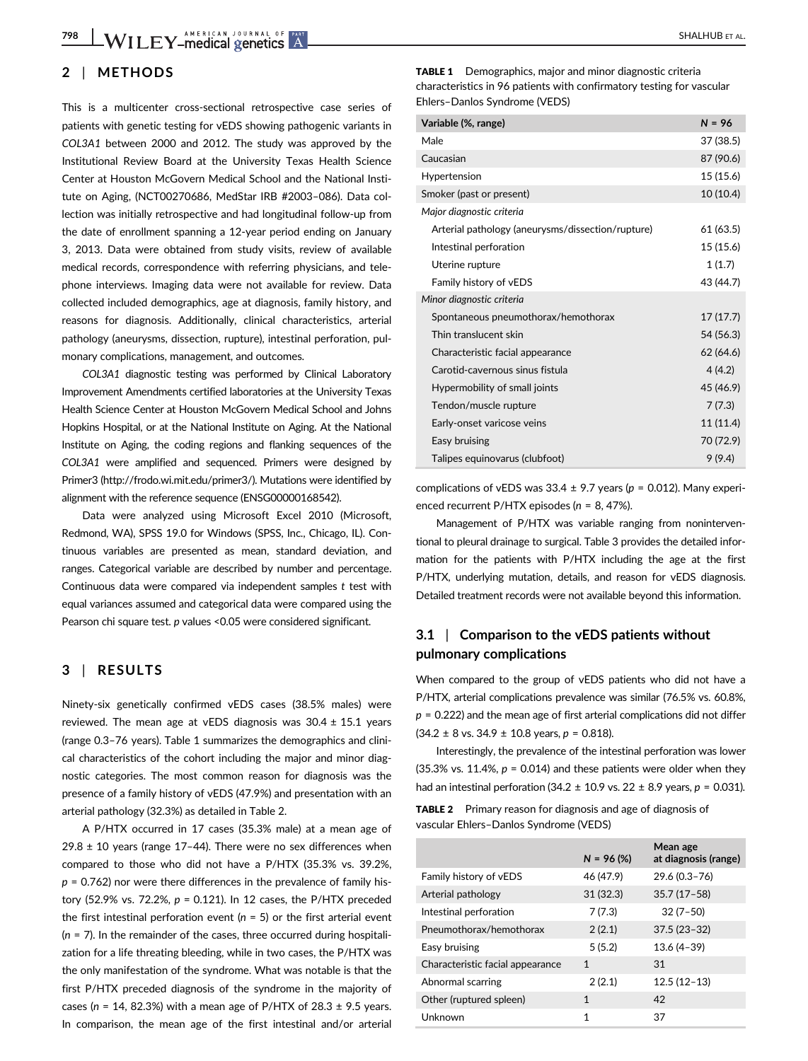## 2 | METHODS

This is a multicenter cross-sectional retrospective case series of patients with genetic testing for vEDS showing pathogenic variants in *COL3A1* between 2000 and 2012. The study was approved by the Institutional Review Board at the University Texas Health Science Center at Houston McGovern Medical School and the National Institute on Aging, (NCT00270686, MedStar IRB #2003–086). Data collection was initially retrospective and had longitudinal follow-up from the date of enrollment spanning a 12-year period ending on January 3, 2013. Data were obtained from study visits, review of available medical records, correspondence with referring physicians, and telephone interviews. Imaging data were not available for review. Data collected included demographics, age at diagnosis, family history, and reasons for diagnosis. Additionally, clinical characteristics, arterial pathology (aneurysms, dissection, rupture), intestinal perforation, pulmonary complications, management, and outcomes.

*COL3A1* diagnostic testing was performed by Clinical Laboratory Improvement Amendments certified laboratories at the University Texas Health Science Center at Houston McGovern Medical School and Johns Hopkins Hospital, or at the National Institute on Aging. At the National Institute on Aging, the coding regions and flanking sequences of the *COL3A1* were amplified and sequenced. Primers were designed by Primer3 (http://frodo.wi.mit.edu/primer3/). Mutations were identified by alignment with the reference sequence (ENSG00000168542).

Data were analyzed using Microsoft Excel 2010 (Microsoft, Redmond, WA), SPSS 19.0 for Windows (SPSS, Inc., Chicago, IL). Continuous variables are presented as mean, standard deviation, and ranges. Categorical variable are described by number and percentage. Continuous data were compared via independent samples *t* test with equal variances assumed and categorical data were compared using the Pearson chi square test. *p* values <0.05 were considered significant.

## 3 | RESULTS

Ninety-six genetically confirmed vEDS cases (38.5% males) were reviewed. The mean age at vEDS diagnosis was 30.4 ± 15.1 years (range 0.3–76 years). Table 1 summarizes the demographics and clinical characteristics of the cohort including the major and minor diagnostic categories. The most common reason for diagnosis was the presence of a family history of vEDS (47.9%) and presentation with an arterial pathology (32.3%) as detailed in Table 2.

A P/HTX occurred in 17 cases (35.3% male) at a mean age of 29.8 ± 10 years (range 17–44). There were no sex differences when compared to those who did not have a P/HTX (35.3% vs. 39.2%, $p = 0.762$) nor were there differences in the prevalence of family history (52.9% vs. 72.2%, $p = 0.121$). In 12 cases, the P/HTX preceded the first intestinal perforation event ($n = 5$) or the first arterial event ($n = 7$). In the remainder of the cases, three occurred during hospitalization for a life threating bleeding, while in two cases, the P/HTX was the only manifestation of the syndrome. What was notable is that the first P/HTX preceded diagnosis of the syndrome in the majority of cases ($n = 14$, 82.3%) with a mean age of P/HTX of 28.3 ± 9.5 years. In comparison, the mean age of the first intestinal and/or arterial complications of vEDS was 33.4 ± 9.7 years ($p = 0.012$). Many experienced recurrent P/HTX episodes ($n = 8$, 47%).

**TABLE 1** Demographics, major and minor diagnostic criteria characteristics in 96 patients with confirmatory testing for vascular Ehlers–Danlos Syndrome (VEDS)

| Variable (%, range) | N = 96 |
|---|---|
| Male | 37 (38.5) |
| Caucasian | 87 (90.6) |
| Hypertension | 15 (15.6) |
| Smoker (past or present) | 10 (10.4) |
| *Major diagnostic criteria* | |
| Arterial pathology (aneurysms/dissection/rupture) | 61 (63.5) |
| Intestinal perforation | 15 (15.6) |
| Uterine rupture | 1 (1.7) |
| Family history of vEDS | 43 (44.7) |
| *Minor diagnostic criteria* | |
| Spontaneous pneumothorax/hemothorax | 17 (17.7) |
| Thin translucent skin | 54 (56.3) |
| Characteristic facial appearance | 62 (64.6) |
| Carotid-cavernous sinus fistula | 4 (4.2) |
| Hypermobility of small joints | 45 (46.9) |
| Tendon/muscle rupture | 7 (7.3) |
| Early-onset varicose veins | 11 (11.4) |
| Easy bruising | 70 (72.9) |
| Talipes equinovarus (clubfoot) | 9 (9.4) |

Management of P/HTX was variable ranging from noninterventional to pleural drainage to surgical. Table 3 provides the detailed information for the patients with P/HTX including the age at the first P/HTX, underlying mutation, details, and reason for vEDS diagnosis. Detailed treatment records were not available beyond this information.

### 3.1 | Comparison to the vEDS patients without pulmonary complications

When compared to the group of vEDS patients who did not have a P/HTX, arterial complications prevalence was similar (76.5% vs. 60.8%, $p = 0.222$) and the mean age of first arterial complications did not differ (34.2 ± 8 vs. 34.9 ± 10.8 years, $p = 0.818$).

Interestingly, the prevalence of the intestinal perforation was lower (35.3% vs. 11.4%, $p = 0.014$) and these patients were older when they had an intestinal perforation (34.2 ± 10.9 vs. 22 ± 8.9 years, $p = 0.031$).

**TABLE 2** Primary reason for diagnosis and age of diagnosis of vascular Ehlers–Danlos Syndrome (VEDS)

| | N = 96 (%) | Mean age at diagnosis (range) |
|---|---|---|
| Family history of vEDS | 46 (47.9) | 29.6 (0.3–76) |
| Arterial pathology | 31 (32.3) | 35.7 (17–58) |
| Intestinal perforation | 7 (7.3) | 32 (7–50) |
| Pneumothorax/hemothorax | 2 (2.1) | 37.5 (23–32) |
| Easy bruising | 5 (5.2) | 13.6 (4–39) |
| Characteristic facial appearance | 1 | 31 |
| Abnormal scarring | 2 (2.1) | 12.5 (12–13) |
| Other (ruptured spleen) | 1 | 42 |
| Unknown | 1 | 37 |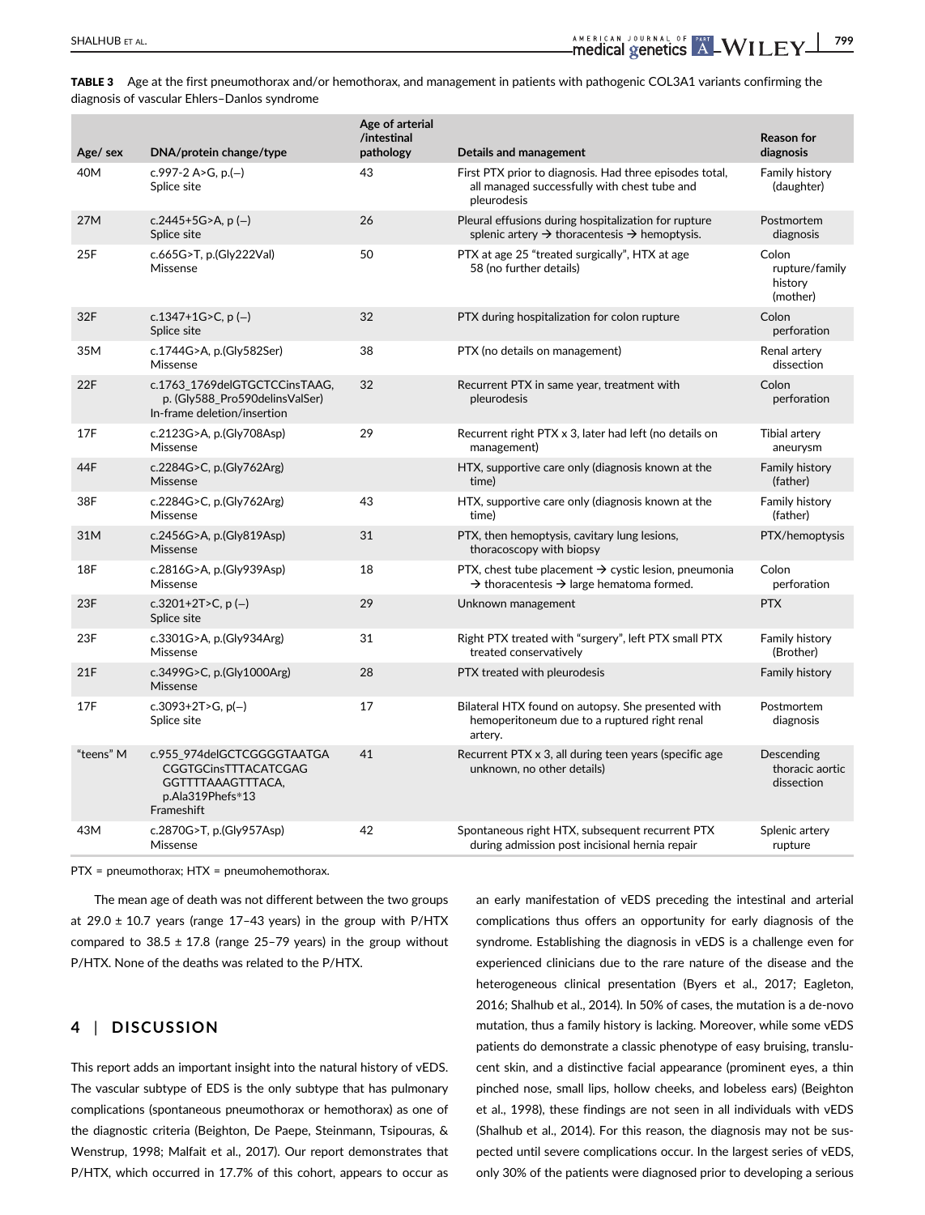**TABLE 3** Age at the first pneumothorax and/or hemothorax, and management in patients with pathogenic COL3A1 variants confirming the diagnosis of vascular Ehlers–Danlos syndrome

| Age/ sex | DNA/protein change/type | Age of arterial /intestinal pathology | Details and management | Reason for diagnosis |
|---|---|---|---|---|
| 40M | c.997-2 A>G, p.(–) Splice site | 43 | First PTX prior to diagnosis. Had three episodes total, all managed successfully with chest tube and pleurodesis | Family history (daughter) |
| 27M | c.2445+5G>A, p (–) Splice site | 26 | Pleural effusions during hospitalization for rupture splenic artery → thoracentesis → hemoptysis. | Postmortem diagnosis |
| 25F | c.665G>T, p.(Gly222Val) Missense | 50 | PTX at age 25 "treated surgically", HTX at age 58 (no further details) | Colon rupture/family history (mother) |
| 32F | c.1347+1G>C, p (–) Splice site | 32 | PTX during hospitalization for colon rupture | Colon perforation |
| 35M | c.1744G>A, p.(Gly582Ser) Missense | 38 | PTX (no details on management) | Renal artery dissection |
| 22F | c.1763_1769delGTGCTCCinsTAAG, p. (Gly588_Pro590delinsValSer) In-frame deletion/insertion | 32 | Recurrent PTX in same year, treatment with pleurodesis | Colon perforation |
| 17F | c.2123G>A, p.(Gly708Asp) Missense | 29 | Recurrent right PTX x 3, later had left (no details on management) | Tibial artery aneurysm |
| 44F | c.2284G>C, p.(Gly762Arg) Missense | | HTX, supportive care only (diagnosis known at the time) | Family history (father) |
| 38F | c.2284G>C, p.(Gly762Arg) Missense | 43 | HTX, supportive care only (diagnosis known at the time) | Family history (father) |
| 31M | c.2456G>A, p.(Gly819Asp) Missense | 31 | PTX, then hemoptysis, cavitary lung lesions, thoracoscopy with biopsy | PTX/hemoptysis |
| 18F | c.2816G>A, p.(Gly939Asp) Missense | 18 | PTX, chest tube placement → cystic lesion, pneumonia → thoracentesis → large hematoma formed. | Colon perforation |
| 23F | c.3201+2T>C, p (–) Splice site | 29 | Unknown management | PTX |
| 23F | c.3301G>A, p.(Gly934Arg) Missense | 31 | Right PTX treated with "surgery", left PTX small PTX treated conservatively | Family history (Brother) |
| 21F | c.3499G>C, p.(Gly1000Arg) Missense | 28 | PTX treated with pleurodesis | Family history |
| 17F | c.3093+2T>G, p(–) Splice site | 17 | Bilateral HTX found on autopsy. She presented with hemoperitoneum due to a ruptured right renal artery. | Postmortem diagnosis |
| "teens" M | c.955_974delGCTCGGGGTAATGA CGGTGCinsTTTACATCGAG GGTTTTAAAGTTTACA, p.Ala319Phefs*13 Frameshift | 41 | Recurrent PTX x 3, all during teen years (specific age unknown, no other details) | Descending thoracic aortic dissection |
| 43M | c.2870G>T, p.(Gly957Asp) Missense | 42 | Spontaneous right HTX, subsequent recurrent PTX during admission post incisional hernia repair | Splenic artery rupture |

PTX = pneumothorax; HTX = pneumohemothorax.

The mean age of death was not different between the two groups at 29.0 ± 10.7 years (range 17–43 years) in the group with P/HTX compared to 38.5 ± 17.8 (range 25–79 years) in the group without P/HTX. None of the deaths was related to the P/HTX.

## 4 | DISCUSSION

This report adds an important insight into the natural history of vEDS. The vascular subtype of EDS is the only subtype that has pulmonary complications (spontaneous pneumothorax or hemothorax) as one of the diagnostic criteria (Beighton, De Paepe, Steinmann, Tsipouras, & Wenstrup, 1998; Malfait et al., 2017). Our report demonstrates that P/HTX, which occurred in 17.7% of this cohort, appears to occur as an early manifestation of vEDS preceding the intestinal and arterial complications thus offers an opportunity for early diagnosis of the syndrome. Establishing the diagnosis in vEDS is a challenge even for experienced clinicians due to the rare nature of the disease and the heterogeneous clinical presentation (Byers et al., 2017; Eagleton, 2016; Shalhub et al., 2014). In 50% of cases, the mutation is a de-novo mutation, thus a family history is lacking. Moreover, while some vEDS patients do demonstrate a classic phenotype of easy bruising, translucent skin, and a distinctive facial appearance (prominent eyes, a thin pinched nose, small lips, hollow cheeks, and lobeless ears) (Beighton et al., 1998), these findings are not seen in all individuals with vEDS (Shalhub et al., 2014). For this reason, the diagnosis may not be suspected until severe complications occur. In the largest series of vEDS, only 30% of the patients were diagnosed prior to developing a serious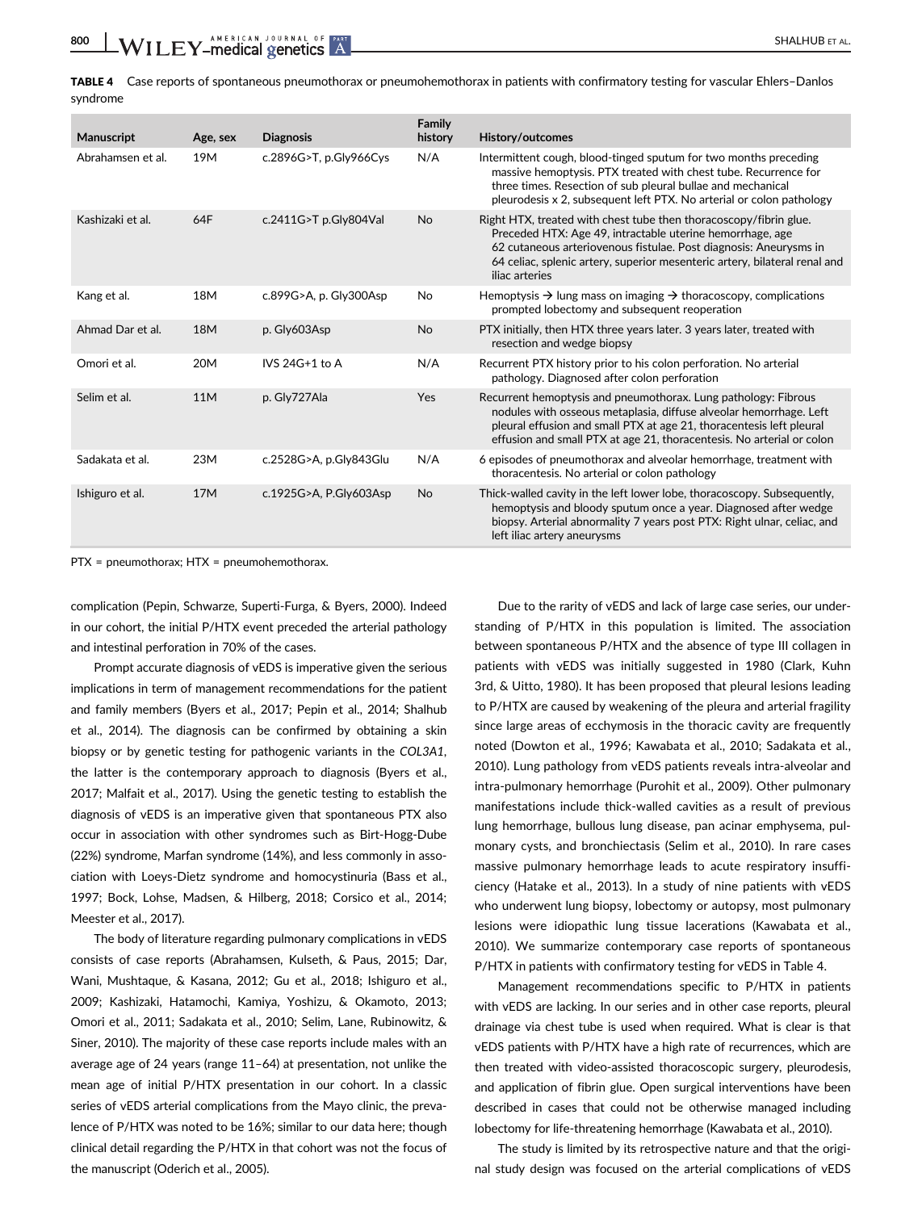**TABLE 4** Case reports of spontaneous pneumothorax or pneumohemothorax in patients with confirmatory testing for vascular Ehlers–Danlos syndrome

| Manuscript | Age, sex | Diagnosis | Family history | History/outcomes |
|---|---|---|---|---|
| Abrahamsen et al. | 19M | c.2896G>T, p.Gly966Cys | N/A | Intermittent cough, blood-tinged sputum for two months preceding massive hemoptysis. PTX treated with chest tube. Recurrence for three times. Resection of sub pleural bullae and mechanical pleurodesis x 2, subsequent left PTX. No arterial or colon pathology |
| Kashizaki et al. | 64F | c.2411G>T p.Gly804Val | No | Right HTX, treated with chest tube then thoracoscopy/fibrin glue. Preceded HTX: Age 49, intractable uterine hemorrhage, age 62 cutaneous arteriovenous fistulae. Post diagnosis: Aneurysms in 64 celiac, splenic artery, superior mesenteric artery, bilateral renal and iliac arteries |
| Kang et al. | 18M | c.899G>A, p. Gly300Asp | No | Hemoptysis → lung mass on imaging → thoracoscopy, complications prompted lobectomy and subsequent reoperation |
| Ahmad Dar et al. | 18M | p. Gly603Asp | No | PTX initially, then HTX three years later. 3 years later, treated with resection and wedge biopsy |
| Omori et al. | 20M | IVS 24G+1 to A | N/A | Recurrent PTX history prior to his colon perforation. No arterial pathology. Diagnosed after colon perforation |
| Selim et al. | 11M | p. Gly727Ala | Yes | Recurrent hemoptysis and pneumothorax. Lung pathology: Fibrous nodules with osseous metaplasia, diffuse alveolar hemorrhage. Left pleural effusion and small PTX at age 21, thoracentesis left pleural effusion and small PTX at age 21, thoracentesis. No arterial or colon |
| Sadakata et al. | 23M | c.2528G>A, p.Gly843Glu | N/A | 6 episodes of pneumothorax and alveolar hemorrhage, treatment with thoracentesis. No arterial or colon pathology |
| Ishiguro et al. | 17M | c.1925G>A, P.Gly603Asp | No | Thick-walled cavity in the left lower lobe, thoracoscopy. Subsequently, hemoptysis and bloody sputum once a year. Diagnosed after wedge biopsy. Arterial abnormality 7 years post PTX: Right ulnar, celiac, and left iliac artery aneurysms |

PTX = pneumothorax; HTX = pneumohemothorax.

complication (Pepin, Schwarze, Superti-Furga, & Byers, 2000). Indeed in our cohort, the initial P/HTX event preceded the arterial pathology and intestinal perforation in 70% of the cases.

Prompt accurate diagnosis of vEDS is imperative given the serious implications in term of management recommendations for the patient and family members (Byers et al., 2017; Pepin et al., 2014; Shalhub et al., 2014). The diagnosis can be confirmed by obtaining a skin biopsy or by genetic testing for pathogenic variants in the *COL3A1*, the latter is the contemporary approach to diagnosis (Byers et al., 2017; Malfait et al., 2017). Using the genetic testing to establish the diagnosis of vEDS is an imperative given that spontaneous PTX also occur in association with other syndromes such as Birt-Hogg-Dube (22%) syndrome, Marfan syndrome (14%), and less commonly in association with Loeys-Dietz syndrome and homocystinuria (Bass et al., 1997; Bock, Lohse, Madsen, & Hilberg, 2018; Corsico et al., 2014; Meester et al., 2017).

The body of literature regarding pulmonary complications in vEDS consists of case reports (Abrahamsen, Kulseth, & Paus, 2015; Dar, Wani, Mushtaque, & Kasana, 2012; Gu et al., 2018; Ishiguro et al., 2009; Kashizaki, Hatamochi, Kamiya, Yoshizu, & Okamoto, 2013; Omori et al., 2011; Sadakata et al., 2010; Selim, Lane, Rubinowitz, & Siner, 2010). The majority of these case reports include males with an average age of 24 years (range 11–64) at presentation, not unlike the mean age of initial P/HTX presentation in our cohort. In a classic series of vEDS arterial complications from the Mayo clinic, the prevalence of P/HTX was noted to be 16%; similar to our data here; though clinical detail regarding the P/HTX in that cohort was not the focus of the manuscript (Oderich et al., 2005).

Due to the rarity of vEDS and lack of large case series, our understanding of P/HTX in this population is limited. The association between spontaneous P/HTX and the absence of type III collagen in patients with vEDS was initially suggested in 1980 (Clark, Kuhn 3rd, & Uitto, 1980). It has been proposed that pleural lesions leading to P/HTX are caused by weakening of the pleura and arterial fragility since large areas of ecchymosis in the thoracic cavity are frequently noted (Dowton et al., 1996; Kawabata et al., 2010; Sadakata et al., 2010). Lung pathology from vEDS patients reveals intra-alveolar and intra-pulmonary hemorrhage (Purohit et al., 2009). Other pulmonary manifestations include thick-walled cavities as a result of previous lung hemorrhage, bullous lung disease, pan acinar emphysema, pulmonary cysts, and bronchiectasis (Selim et al., 2010). In rare cases massive pulmonary hemorrhage leads to acute respiratory insufficiency (Hatake et al., 2013). In a study of nine patients with vEDS who underwent lung biopsy, lobectomy or autopsy, most pulmonary lesions were idiopathic lung tissue lacerations (Kawabata et al., 2010). We summarize contemporary case reports of spontaneous P/HTX in patients with confirmatory testing for vEDS in Table 4.

Management recommendations specific to P/HTX in patients with vEDS are lacking. In our series and in other case reports, pleural drainage via chest tube is used when required. What is clear is that vEDS patients with P/HTX have a high rate of recurrences, which are then treated with video-assisted thoracoscopic surgery, pleurodesis, and application of fibrin glue. Open surgical interventions have been described in cases that could not be otherwise managed including lobectomy for life-threatening hemorrhage (Kawabata et al., 2010).

The study is limited by its retrospective nature and that the original study design was focused on the arterial complications of vEDS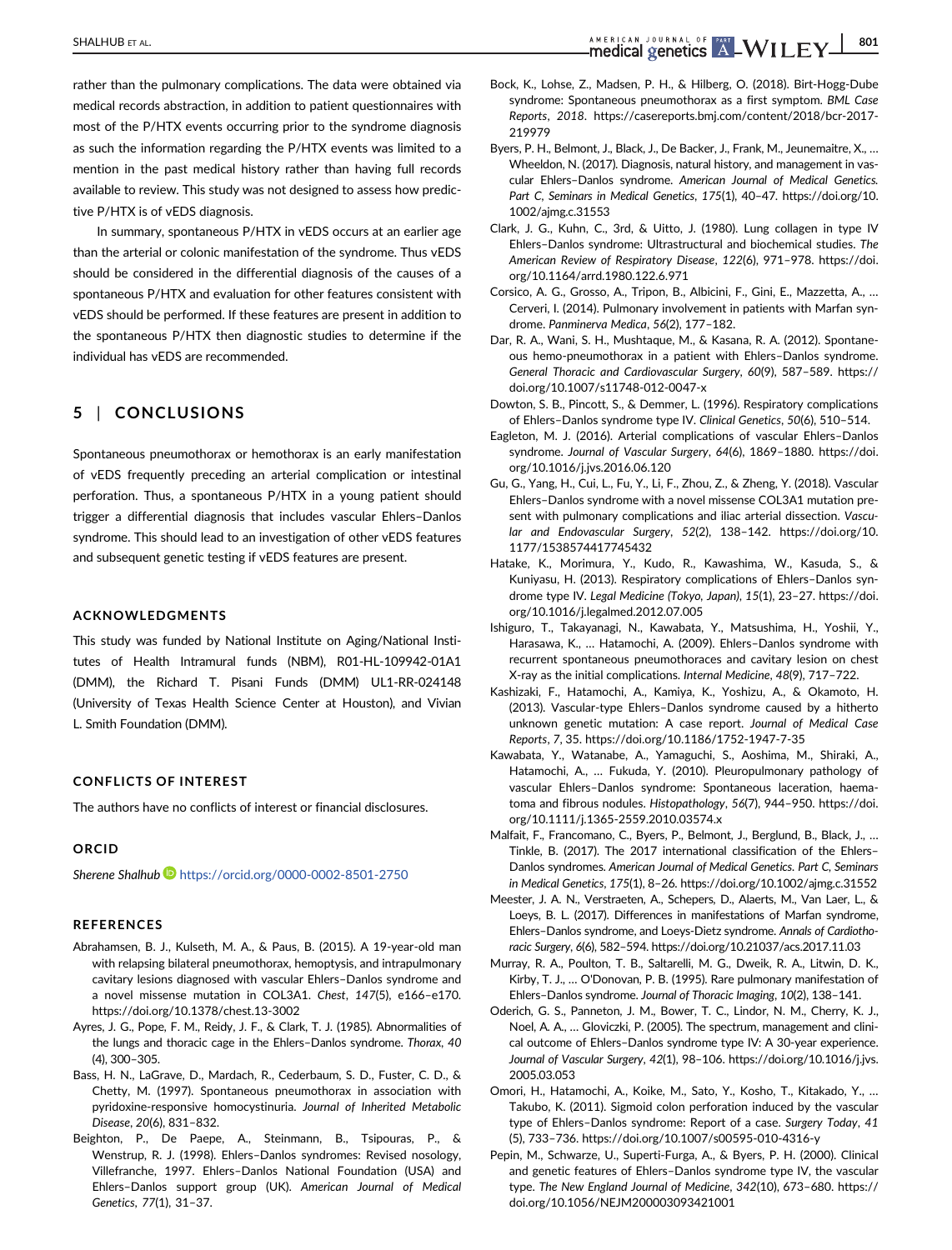rather than the pulmonary complications. The data were obtained via medical records abstraction, in addition to patient questionnaires with most of the P/HTX events occurring prior to the syndrome diagnosis as such the information regarding the P/HTX events was limited to a mention in the past medical history rather than having full records available to review. This study was not designed to assess how predictive P/HTX is of vEDS diagnosis.

In summary, spontaneous P/HTX in vEDS occurs at an earlier age than the arterial or colonic manifestation of the syndrome. Thus vEDS should be considered in the differential diagnosis of the causes of a spontaneous P/HTX and evaluation for other features consistent with vEDS should be performed. If these features are present in addition to the spontaneous P/HTX then diagnostic studies to determine if the individual has vEDS are recommended.

## 5 | CONCLUSIONS

Spontaneous pneumothorax or hemothorax is an early manifestation of vEDS frequently preceding an arterial complication or intestinal perforation. Thus, a spontaneous P/HTX in a young patient should trigger a differential diagnosis that includes vascular Ehlers–Danlos syndrome. This should lead to an investigation of other vEDS features and subsequent genetic testing if vEDS features are present.

### ACKNOWLEDGMENTS

This study was funded by National Institute on Aging/National Institutes of Health Intramural funds (NBM), R01-HL-109942-01A1 (DMM), the Richard T. Pisani Funds (DMM) UL1-RR-024148 (University of Texas Health Science Center at Houston), and Vivian L. Smith Foundation (DMM).

### CONFLICTS OF INTEREST

The authors have no conflicts of interest or financial disclosures.

### ORCID

*Sherene Shalhub* https://orcid.org/0000-0002-8501-2750

### REFERENCES

Abrahamsen, B. J., Kulseth, M. A., & Paus, B. (2015). A 19-year-old man with relapsing bilateral pneumothorax, hemoptysis, and intrapulmonary cavitary lesions diagnosed with vascular Ehlers–Danlos syndrome and a novel missense mutation in COL3A1. *Chest*, *147*(5), e166–e170. https://doi.org/10.1378/chest.13-3002

Ayres, J. G., Pope, F. M., Reidy, J. F., & Clark, T. J. (1985). Abnormalities of the lungs and thoracic cage in the Ehlers–Danlos syndrome. *Thorax*, *40*(4), 300–305.

Bass, H. N., LaGrave, D., Mardach, R., Cederbaum, S. D., Fuster, C. D., & Chetty, M. (1997). Spontaneous pneumothorax in association with pyridoxine-responsive homocystinuria. *Journal of Inherited Metabolic Disease*, *20*(6), 831–832.

Beighton, P., De Paepe, A., Steinmann, B., Tsipouras, P., & Wenstrup, R. J. (1998). Ehlers–Danlos syndromes: Revised nosology, Villefranche, 1997. Ehlers–Danlos National Foundation (USA) and Ehlers–Danlos support group (UK). *American Journal of Medical Genetics*, *77*(1), 31–37.

Bock, K., Lohse, Z., Madsen, P. H., & Hilberg, O. (2018). Birt-Hogg-Dube syndrome: Spontaneous pneumothorax as a first symptom. *BML Case Reports*, *2018*. https://casereports.bmj.com/content/2018/bcr-2017-219979

Byers, P. H., Belmont, J., Black, J., De Backer, J., Frank, M., Jeunemaitre, X., … Wheeldon, N. (2017). Diagnosis, natural history, and management in vascular Ehlers–Danlos syndrome. *American Journal of Medical Genetics. Part C, Seminars in Medical Genetics*, *175*(1), 40–47. https://doi.org/10.1002/ajmg.c.31553

Clark, J. G., Kuhn, C., 3rd, & Uitto, J. (1980). Lung collagen in type IV Ehlers–Danlos syndrome: Ultrastructural and biochemical studies. *The American Review of Respiratory Disease*, *122*(6), 971–978. https://doi.org/10.1164/arrd.1980.122.6.971

Corsico, A. G., Grosso, A., Tripon, B., Albicini, F., Gini, E., Mazzetta, A., … Cerveri, I. (2014). Pulmonary involvement in patients with Marfan syndrome. *Panminerva Medica*, *56*(2), 177–182.

Dar, R. A., Wani, S. H., Mushtaque, M., & Kasana, R. A. (2012). Spontaneous hemo-pneumothorax in a patient with Ehlers–Danlos syndrome. *General Thoracic and Cardiovascular Surgery*, *60*(9), 587–589. https://doi.org/10.1007/s11748-012-0047-x

Dowton, S. B., Pincott, S., & Demmer, L. (1996). Respiratory complications of Ehlers–Danlos syndrome type IV. *Clinical Genetics*, *50*(6), 510–514.

Eagleton, M. J. (2016). Arterial complications of vascular Ehlers–Danlos syndrome. *Journal of Vascular Surgery*, *64*(6), 1869–1880. https://doi.org/10.1016/j.jvs.2016.06.120

Gu, G., Yang, H., Cui, L., Fu, Y., Li, F., Zhou, Z., & Zheng, Y. (2018). Vascular Ehlers–Danlos syndrome with a novel missense COL3A1 mutation present with pulmonary complications and iliac arterial dissection. *Vascular and Endovascular Surgery*, *52*(2), 138–142. https://doi.org/10.1177/1538574417745432

Hatake, K., Morimura, Y., Kudo, R., Kawashima, W., Kasuda, S., & Kuniyasu, H. (2013). Respiratory complications of Ehlers–Danlos syndrome type IV. *Legal Medicine (Tokyo, Japan)*, *15*(1), 23–27. https://doi.org/10.1016/j.legalmed.2012.07.005

Ishiguro, T., Takayanagi, N., Kawabata, Y., Matsushima, H., Yoshii, Y., Harasawa, K., … Hatamochi, A. (2009). Ehlers–Danlos syndrome with recurrent spontaneous pneumothoraces and cavitary lesion on chest X-ray as the initial complications. *Internal Medicine*, *48*(9), 717–722.

Kashizaki, F., Hatamochi, A., Kamiya, K., Yoshizu, A., & Okamoto, H. (2013). Vascular-type Ehlers–Danlos syndrome caused by a hitherto unknown genetic mutation: A case report. *Journal of Medical Case Reports*, *7*, 35. https://doi.org/10.1186/1752-1947-7-35

Kawabata, Y., Watanabe, A., Yamaguchi, S., Aoshima, M., Shiraki, A., Hatamochi, A., … Fukuda, Y. (2010). Pleuropulmonary pathology of vascular Ehlers–Danlos syndrome: Spontaneous laceration, haematoma and fibrous nodules. *Histopathology*, *56*(7), 944–950. https://doi.org/10.1111/j.1365-2559.2010.03574.x

Malfait, F., Francomano, C., Byers, P., Belmont, J., Berglund, B., Black, J., … Tinkle, B. (2017). The 2017 international classification of the Ehlers–Danlos syndromes. *American Journal of Medical Genetics. Part C, Seminars in Medical Genetics*, *175*(1), 8–26. https://doi.org/10.1002/ajmg.c.31552

Meester, J. A. N., Verstraeten, A., Schepers, D., Alaerts, M., Van Laer, L., & Loeys, B. L. (2017). Differences in manifestations of Marfan syndrome, Ehlers–Danlos syndrome, and Loeys-Dietz syndrome. *Annals of Cardiothoracic Surgery*, *6*(6), 582–594. https://doi.org/10.21037/acs.2017.11.03

Murray, R. A., Poulton, T. B., Saltarelli, M. G., Dweik, R. A., Litwin, D. K., Kirby, T. J., … O'Donovan, P. B. (1995). Rare pulmonary manifestation of Ehlers–Danlos syndrome. *Journal of Thoracic Imaging*, *10*(2), 138–141.

Oderich, G. S., Panneton, J. M., Bower, T. C., Lindor, N. M., Cherry, K. J., Noel, A. A., … Gloviczki, P. (2005). The spectrum, management and clinical outcome of Ehlers–Danlos syndrome type IV: A 30-year experience. *Journal of Vascular Surgery*, *42*(1), 98–106. https://doi.org/10.1016/j.jvs.2005.03.053

Omori, H., Hatamochi, A., Koike, M., Sato, Y., Kosho, T., Kitakado, Y., … Takubo, K. (2011). Sigmoid colon perforation induced by the vascular type of Ehlers–Danlos syndrome: Report of a case. *Surgery Today*, *41*(5), 733–736. https://doi.org/10.1007/s00595-010-4316-y

Pepin, M., Schwarze, U., Superti-Furga, A., & Byers, P. H. (2000). Clinical and genetic features of Ehlers–Danlos syndrome type IV, the vascular type. *The New England Journal of Medicine*, *342*(10), 673–680. https://doi.org/10.1056/NEJM200003093421001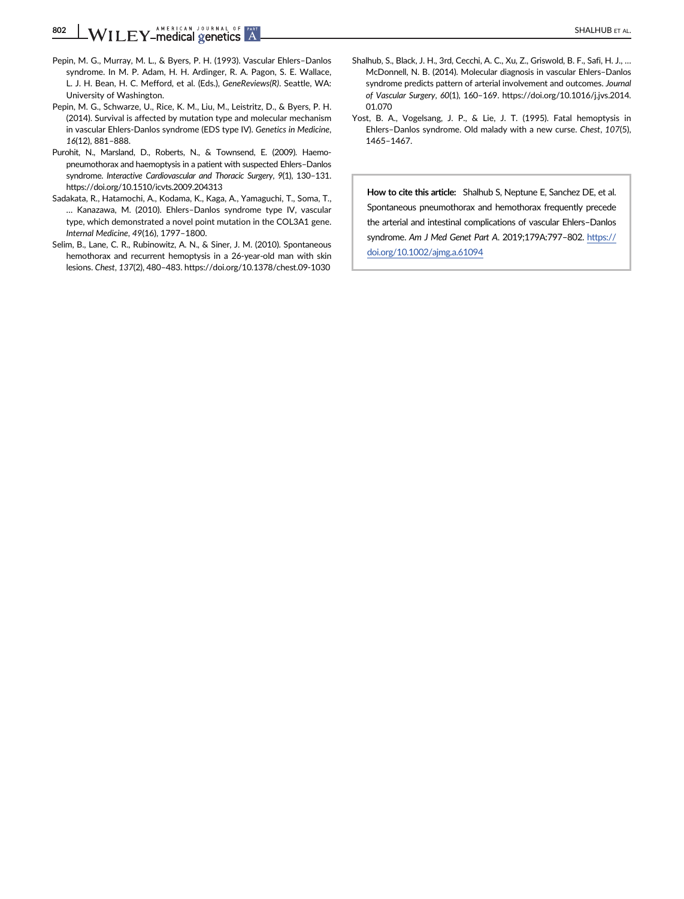Pepin, M. G., Murray, M. L., & Byers, P. H. (1993). Vascular Ehlers–Danlos syndrome. In M. P. Adam, H. H. Ardinger, R. A. Pagon, S. E. Wallace, L. J. H. Bean, H. C. Mefford, et al. (Eds.), *GeneReviews(R)*. Seattle, WA: University of Washington.

Pepin, M. G., Schwarze, U., Rice, K. M., Liu, M., Leistritz, D., & Byers, P. H. (2014). Survival is affected by mutation type and molecular mechanism in vascular Ehlers-Danlos syndrome (EDS type IV). *Genetics in Medicine*, *16*(12), 881–888.

Purohit, N., Marsland, D., Roberts, N., & Townsend, E. (2009). Haemopneumothorax and haemoptysis in a patient with suspected Ehlers–Danlos syndrome. *Interactive Cardiovascular and Thoracic Surgery*, *9*(1), 130–131. https://doi.org/10.1510/icvts.2009.204313

Sadakata, R., Hatamochi, A., Kodama, K., Kaga, A., Yamaguchi, T., Soma, T., … Kanazawa, M. (2010). Ehlers–Danlos syndrome type IV, vascular type, which demonstrated a novel point mutation in the COL3A1 gene. *Internal Medicine*, *49*(16), 1797–1800.

Selim, B., Lane, C. R., Rubinowitz, A. N., & Siner, J. M. (2010). Spontaneous hemothorax and recurrent hemoptysis in a 26-year-old man with skin lesions. *Chest*, *137*(2), 480–483. https://doi.org/10.1378/chest.09-1030

Shalhub, S., Black, J. H., 3rd, Cecchi, A. C., Xu, Z., Griswold, B. F., Safi, H. J., … McDonnell, N. B. (2014). Molecular diagnosis in vascular Ehlers–Danlos syndrome predicts pattern of arterial involvement and outcomes. *Journal of Vascular Surgery*, *60*(1), 160–169. https://doi.org/10.1016/j.jvs.2014.01.070

Yost, B. A., Vogelsang, J. P., & Lie, J. T. (1995). Fatal hemoptysis in Ehlers–Danlos syndrome. Old malady with a new curse. *Chest*, *107*(5), 1465–1467.

**How to cite this article:** Shalhub S, Neptune E, Sanchez DE, et al. Spontaneous pneumothorax and hemothorax frequently precede the arterial and intestinal complications of vascular Ehlers–Danlos syndrome. *Am J Med Genet Part A*. 2019;179A:797–802. https://doi.org/10.1002/ajmg.a.61094